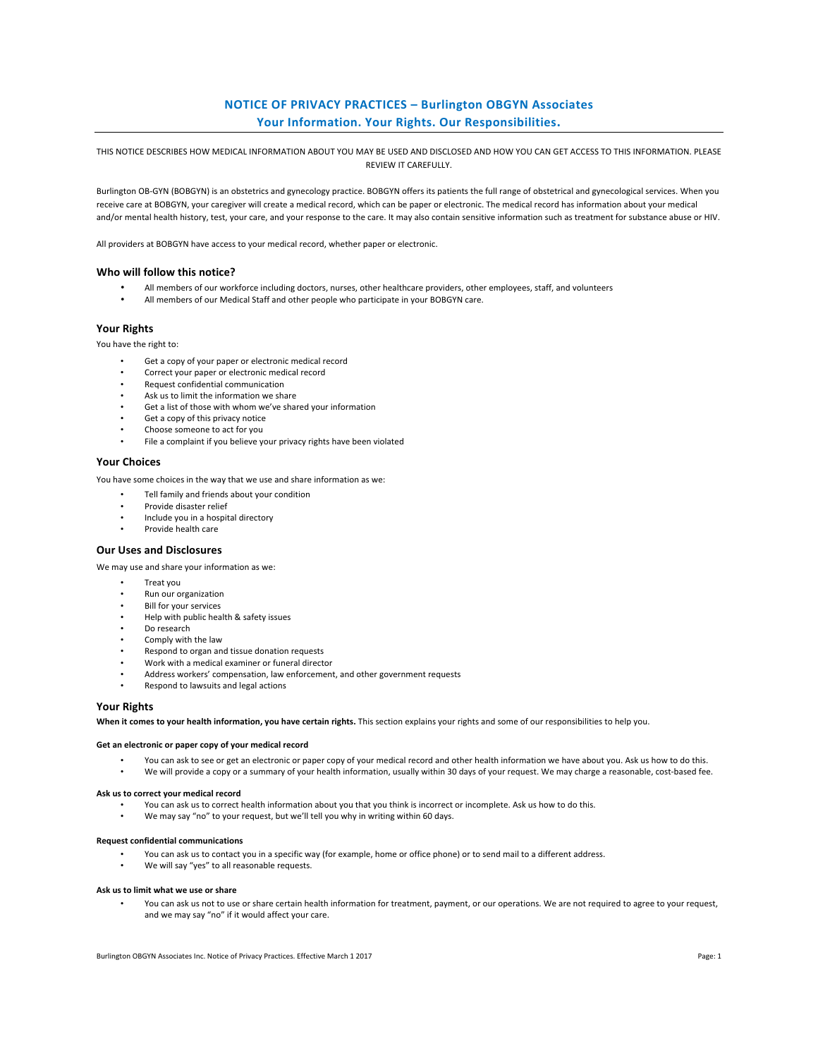# NOTICE OF PRIVACY PRACTICES – Burlington OBGYN Associates

## Your Information. Your Rights. Our Responsibilities.

THIS NOTICE DESCRIBES HOW MEDICAL INFORMATION ABOUT YOU MAY BE USED AND DISCLOSED AND HOW YOU CAN GET ACCESS TO THIS INFORMATION. PLEASE REVIEW IT CAREFULLY.

Burlington OB-GYN (BOBGYN) is an obstetrics and gynecology practice. BOBGYN offers its patients the full range of obstetrical and gynecological services. When you receive care at BOBGYN, your caregiver will create a medical record, which can be paper or electronic. The medical record has information about your medical and/or mental health history, test, your care, and your response to the care. It may also contain sensitive information such as treatment for substance abuse or HIV.

All providers at BOBGYN have access to your medical record, whether paper or electronic.

### Who will follow this notice?

- All members of our workforce including doctors, nurses, other healthcare providers, other employees, staff, and volunteers
- All members of our Medical Staff and other people who participate in your BOBGYN care.

### Your Rights

You have the right to:

- Get a copy of your paper or electronic medical record
- Correct your paper or electronic medical record
- Request confidential communication
- Ask us to limit the information we share
- Get a list of those with whom we've shared your information
- Get a copy of this privacy notice
- Choose someone to act for you
- File a complaint if you believe your privacy rights have been violated

### Your Choices

You have some choices in the way that we use and share information as we:

- Tell family and friends about your condition
- Provide disaster relief
- Include you in a hospital directory
- Provide health care

### Our Uses and Disclosures

We may use and share your information as we:

- Treat you
- Run our organization
- Bill for your services
- Help with public health & safety issues
- Do research
- Comply with the law
- Respond to organ and tissue donation requests
- Work with a medical examiner or funeral director
- Address workers' compensation, law enforcement, and other government requests
- Respond to lawsuits and legal actions

### Your Rights

**When it comes to your health information, you have certain rights.** This section explains your rights and some of our responsibilities to help you.

#### Get an electronic or paper copy of your medical record

- You can ask to see or get an electronic or paper copy of your medical record and other health information we have about you. Ask us how to do this.
- We will provide a copy or a summary of your health information, usually within 30 days of your request. We may charge a reasonable, cost-based fee.

#### Ask us to correct your medical record

- You can ask us to correct health information about you that you think is incorrect or incomplete. Ask us how to do this.
- We may say "no" to your request, but we'll tell you why in writing within 60 days.

#### Request confidential communications

- You can ask us to contact you in a specific way (for example, home or office phone) or to send mail to a different address.
- We will say "yes" to all reasonable requests.

#### Ask us to limit what we use or share

- You can ask us not to use or share certain health information for treatment, payment, or our operations. We are not required to agree to your request, and we may say "no" if it would affect your care.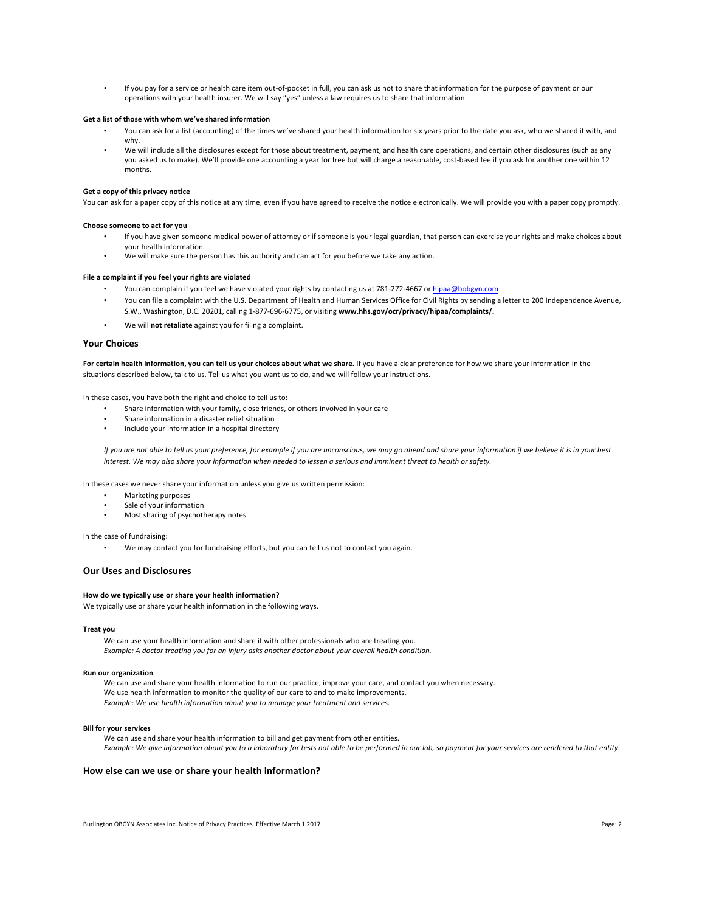- If you pay for a service or health care item out-of-pocket in full, you can ask us not to share that information for the purpose of payment or our operations with your health insurer. We will say "yes" unless a law requires us to share that information.

**Get a list of those with whom we've shared information**

- You can ask for a list (accounting) of the times we've shared your health information for six years prior to the date you ask, who we shared it with, and why.
- We will include all the disclosures except for those about treatment, payment, and health care operations, and certain other disclosures (such as any you asked us to make). We'll provide one accounting a year for free but will charge a reasonable, cost-based fee if you ask for another one within 12 months.

**Get a copy of this privacy notice**

You can ask for a paper copy of this notice at any time, even if you have agreed to receive the notice electronically. We will provide you with a paper copy promptly.

**Choose someone to act for you**

- If you have given someone medical power of attorney or if someone is your legal guardian, that person can exercise your rights and make choices about your health information.
- We will make sure the person has this authority and can act for you before we take any action.

**File a complaint if you feel your rights are violated**

- You can complain if you feel we have violated your rights by contacting us at 781-272-4667 or hipaa@bobgyn.com
- You can file a complaint with the U.S. Department of Health and Human Services Office for Civil Rights by sending a letter to 200 Independence Avenue, S.W., Washington, D.C. 20201, calling 1-877-696-6775, or visiting **www.hhs.gov/ocr/privacy/hipaa/complaints/.**
- We will **not retaliate** against you for filing a complaint.

## Your Choices

**For certain health information, you can tell us your choices about what we share.** If you have a clear preference for how we share your information in the situations described below, talk to us. Tell us what you want us to do, and we will follow your instructions.

In these cases, you have both the right and choice to tell us to:

- Share information with your family, close friends, or others involved in your care
- Share information in a disaster relief situation
- Include your information in a hospital directory

*If you are not able to tell us your preference, for example if you are unconscious, we may go ahead and share your information if we believe it is in your best interest. We may also share your information when needed to lessen a serious and imminent threat to health or safety.*

In these cases we never share your information unless you give us written permission:

- Marketing purposes
- Sale of your information
- Most sharing of psychotherapy notes

In the case of fundraising:

- We may contact you for fundraising efforts, but you can tell us not to contact you again.

## Our Uses and Disclosures

**How do we typically use or share your health information?**

We typically use or share your health information in the following ways.

**Treat you**

We can use your health information and share it with other professionals who are treating you.
*Example: A doctor treating you for an injury asks another doctor about your overall health condition.*

**Run our organization**

We can use and share your health information to run our practice, improve your care, and contact you when necessary.
We use health information to monitor the quality of our care to and to make improvements.
*Example: We use health information about you to manage your treatment and services.*

**Bill for your services**

We can use and share your health information to bill and get payment from other entities.
*Example: We give information about you to a laboratory for tests not able to be performed in our lab, so payment for your services are rendered to that entity.*

## How else can we use or share your health information?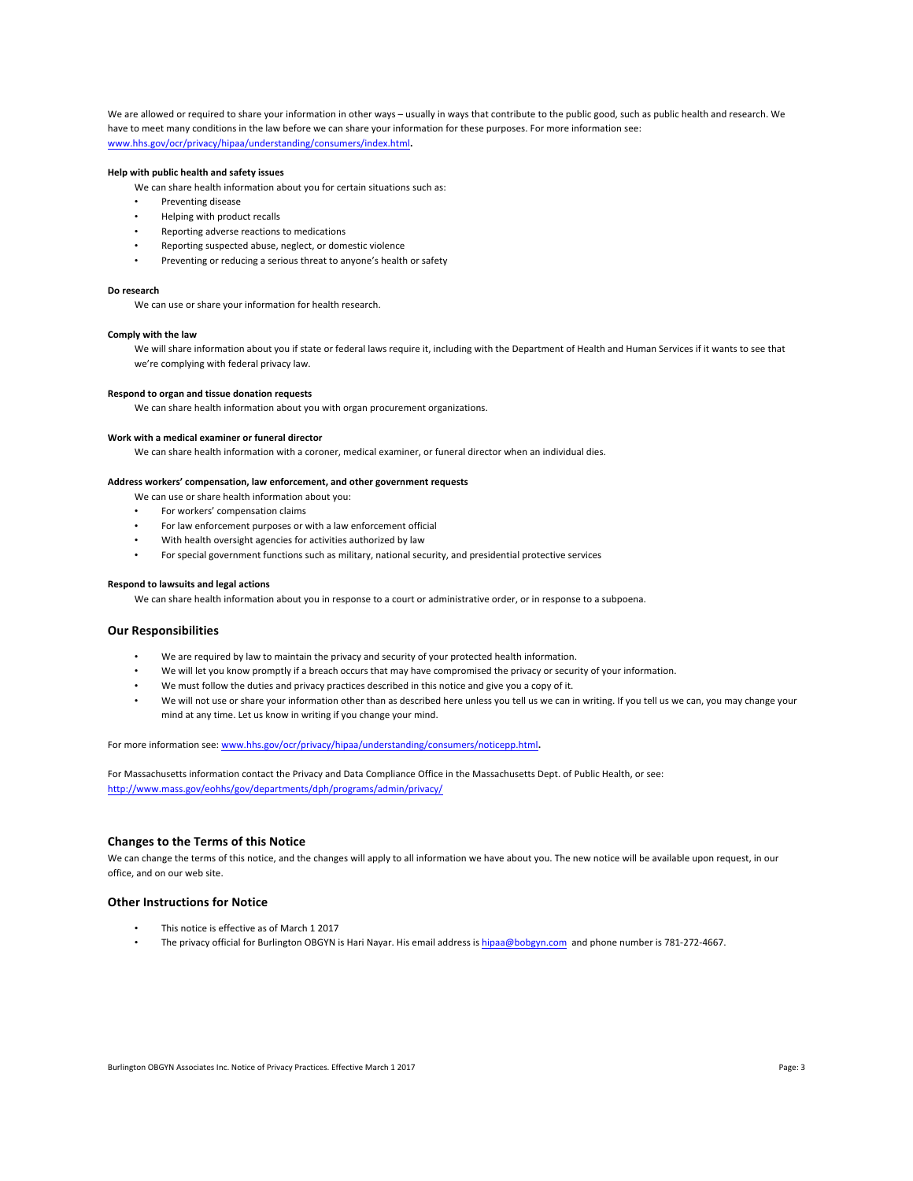We are allowed or required to share your information in other ways – usually in ways that contribute to the public good, such as public health and research. We have to meet many conditions in the law before we can share your information for these purposes. For more information see: www.hhs.gov/ocr/privacy/hipaa/understanding/consumers/index.html.

**Help with public health and safety issues**

We can share health information about you for certain situations such as:

- Preventing disease
- Helping with product recalls
- Reporting adverse reactions to medications
- Reporting suspected abuse, neglect, or domestic violence
- Preventing or reducing a serious threat to anyone's health or safety

**Do research**

We can use or share your information for health research.

**Comply with the law**

We will share information about you if state or federal laws require it, including with the Department of Health and Human Services if it wants to see that we're complying with federal privacy law.

**Respond to organ and tissue donation requests**

We can share health information about you with organ procurement organizations.

**Work with a medical examiner or funeral director**

We can share health information with a coroner, medical examiner, or funeral director when an individual dies.

**Address workers' compensation, law enforcement, and other government requests**

We can use or share health information about you:

- For workers' compensation claims
- For law enforcement purposes or with a law enforcement official
- With health oversight agencies for activities authorized by law
- For special government functions such as military, national security, and presidential protective services

**Respond to lawsuits and legal actions**

We can share health information about you in response to a court or administrative order, or in response to a subpoena.

## Our Responsibilities

- We are required by law to maintain the privacy and security of your protected health information.
- We will let you know promptly if a breach occurs that may have compromised the privacy or security of your information.
- We must follow the duties and privacy practices described in this notice and give you a copy of it.
- We will not use or share your information other than as described here unless you tell us we can in writing. If you tell us we can, you may change your mind at any time. Let us know in writing if you change your mind.

For more information see: www.hhs.gov/ocr/privacy/hipaa/understanding/consumers/noticepp.html.

For Massachusetts information contact the Privacy and Data Compliance Office in the Massachusetts Dept. of Public Health, or see: http://www.mass.gov/eohhs/gov/departments/dph/programs/admin/privacy/

## Changes to the Terms of this Notice

We can change the terms of this notice, and the changes will apply to all information we have about you. The new notice will be available upon request, in our office, and on our web site.

## Other Instructions for Notice

- This notice is effective as of March 1 2017
- The privacy official for Burlington OBGYN is Hari Nayar. His email address is hipaa@bobgyn.com and phone number is 781-272-4667.